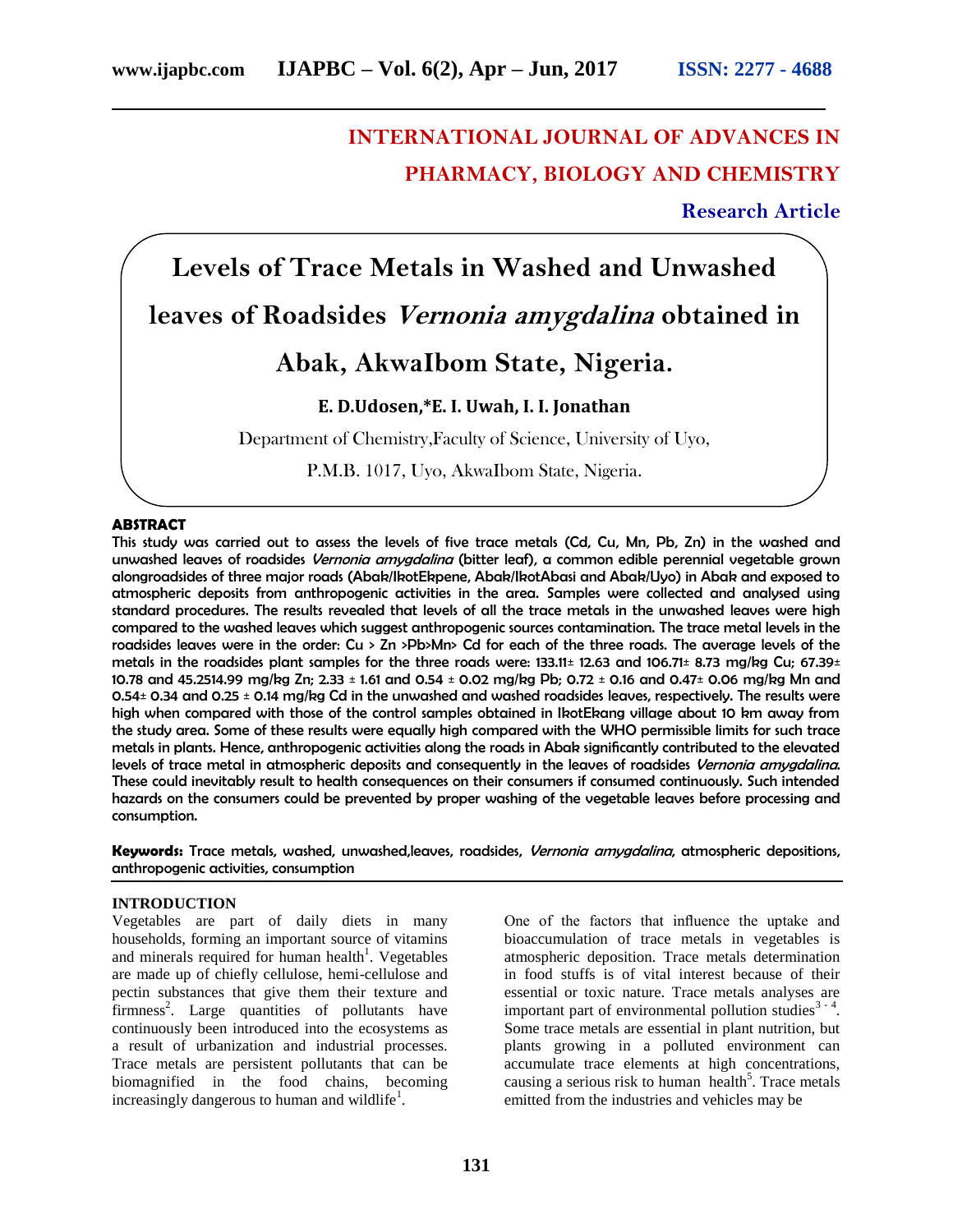# INTERNATIONAL JOURNAL OF ADVANCES IN PHARMACY, BIOLOGY AND CHEMISTRY

**Research Article**

# Levels of Trace Metals in Washed and Unwashed leaves of Roadsides *Vernonia amygdalina* obtained in Abak, AkwaIbom State, Nigeria.

**E. D.Udosen,\*E. I. Uwah, I. I. Jonathan**

Department of Chemistry,Faculty of Science, University of Uyo,

P.M.B. 1017, Uyo, AkwaIbom State, Nigeria.

## ABSTRACT

This study was carried out to assess the levels of five trace metals (Cd, Cu, Mn, Pb, Zn) in the washed and unwashed leaves of roadsides *Vernonia amygdalina* (bitter leaf), a common edible perennial vegetable grown alongroadsides of three major roads (Abak/IkotEkpene, Abak/IkotAbasi and Abak/Uyo) in Abak and exposed to atmospheric deposits from anthropogenic activities in the area. Samples were collected and analysed using standard procedures. The results revealed that levels of all the trace metals in the unwashed leaves were high compared to the washed leaves which suggest anthropogenic sources contamination. The trace metal levels in the roadsides leaves were in the order: Cu > Zn >Pb>Mn> Cd for each of the three roads. The average levels of the metals in the roadsides plant samples for the three roads were: 133.11± 12.63 and 106.71± 8.73 mg/kg Cu; 67.39± 10.78 and 45.2514.99 mg/kg Zn; 2.33 ± 1.61 and 0.54 ± 0.02 mg/kg Pb; 0.72 ± 0.16 and 0.47± 0.06 mg/kg Mn and 0.54± 0.34 and 0.25 ± 0.14 mg/kg Cd in the unwashed and washed roadsides leaves, respectively. The results were high when compared with those of the control samples obtained in IkotEkang village about 10 km away from the study area. Some of these results were equally high compared with the WHO permissible limits for such trace metals in plants. Hence, anthropogenic activities along the roads in Abak significantly contributed to the elevated levels of trace metal in atmospheric deposits and consequently in the leaves of roadsides *Vernonia amygdalina*. These could inevitably result to health consequences on their consumers if consumed continuously. Such intended hazards on the consumers could be prevented by proper washing of the vegetable leaves before processing and consumption.

**Keywords:** Trace metals, washed, unwashed,leaves, roadsides, *Vernonia amygdalina*, atmospheric depositions, anthropogenic activities, consumption

## INTRODUCTION

Vegetables are part of daily diets in many households, forming an important source of vitamins and minerals required for human health[1]. Vegetables are made up of chiefly cellulose, hemi-cellulose and pectin substances that give them their texture and firmness[2]. Large quantities of pollutants have continuously been introduced into the ecosystems as a result of urbanization and industrial processes. Trace metals are persistent pollutants that can be biomagnified in the food chains, becoming increasingly dangerous to human and wildlife[1].

One of the factors that influence the uptake and bioaccumulation of trace metals in vegetables is atmospheric deposition. Trace metals determination in food stuffs is of vital interest because of their essential or toxic nature. Trace metals analyses are important part of environmental pollution studies[3 - 4]. Some trace metals are essential in plant nutrition, but plants growing in a polluted environment can accumulate trace elements at high concentrations, causing a serious risk to human health[5]. Trace metals emitted from the industries and vehicles may be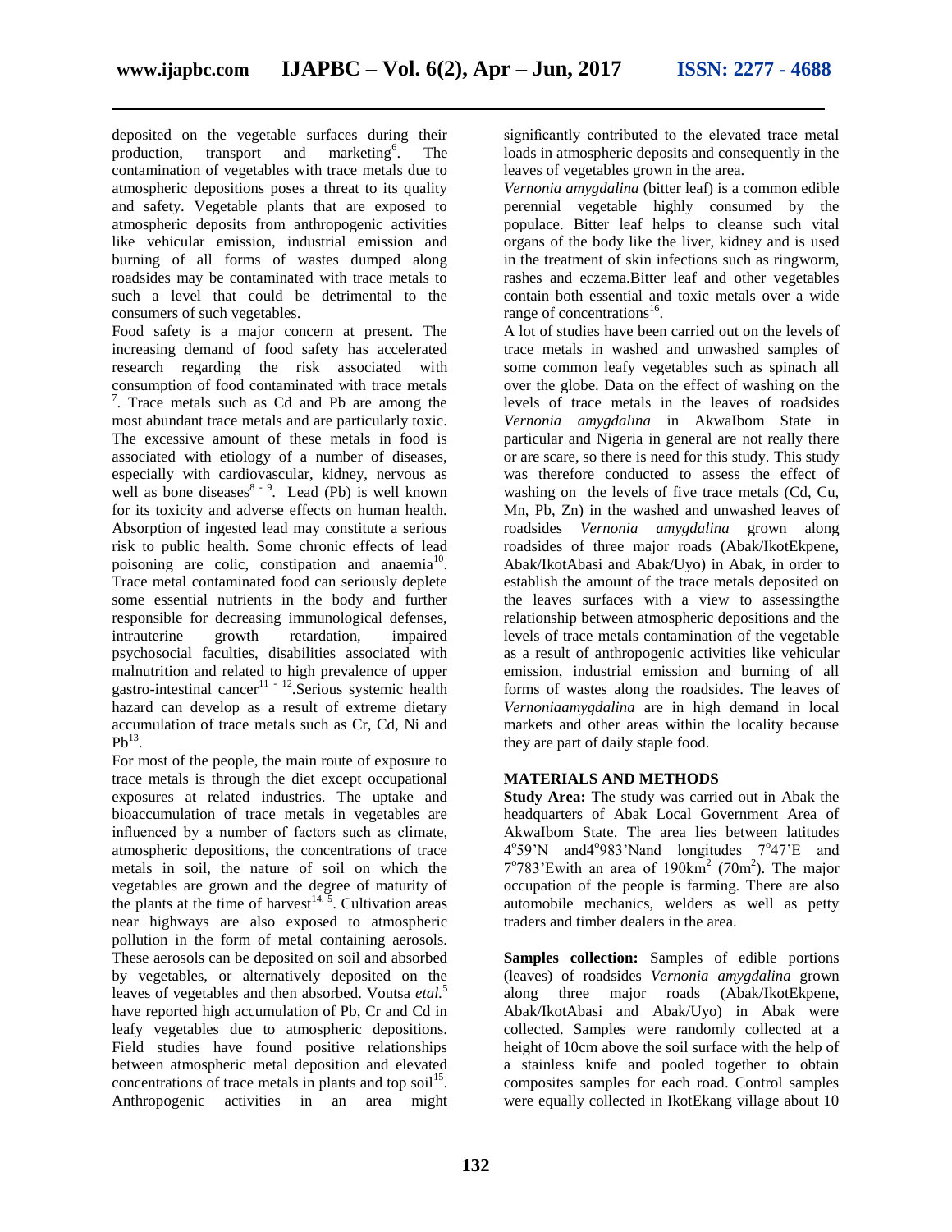deposited on the vegetable surfaces during their production, transport and marketing[6]. The contamination of vegetables with trace metals due to atmospheric depositions poses a threat to its quality and safety. Vegetable plants that are exposed to atmospheric deposits from anthropogenic activities like vehicular emission, industrial emission and burning of all forms of wastes dumped along roadsides may be contaminated with trace metals to such a level that could be detrimental to the consumers of such vegetables.

Food safety is a major concern at present. The increasing demand of food safety has accelerated research regarding the risk associated with consumption of food contaminated with trace metals [7]. Trace metals such as Cd and Pb are among the most abundant trace metals and are particularly toxic. The excessive amount of these metals in food is associated with etiology of a number of diseases, especially with cardiovascular, kidney, nervous as well as bone diseases[8 - 9]. Lead (Pb) is well known for its toxicity and adverse effects on human health. Absorption of ingested lead may constitute a serious risk to public health. Some chronic effects of lead poisoning are colic, constipation and anaemia[10]. Trace metal contaminated food can seriously deplete some essential nutrients in the body and further responsible for decreasing immunological defenses, intrauterine growth retardation, impaired psychosocial faculties, disabilities associated with malnutrition and related to high prevalence of upper gastro-intestinal cancer[11 - 12].Serious systemic health hazard can develop as a result of extreme dietary accumulation of trace metals such as Cr, Cd, Ni and Pb[13].

For most of the people, the main route of exposure to trace metals is through the diet except occupational exposures at related industries. The uptake and bioaccumulation of trace metals in vegetables are influenced by a number of factors such as climate, atmospheric depositions, the concentrations of trace metals in soil, the nature of soil on which the vegetables are grown and the degree of maturity of the plants at the time of harvest[14, 5]. Cultivation areas near highways are also exposed to atmospheric pollution in the form of metal containing aerosols. These aerosols can be deposited on soil and absorbed by vegetables, or alternatively deposited on the leaves of vegetables and then absorbed. Voutsa *etal.*[5] have reported high accumulation of Pb, Cr and Cd in leafy vegetables due to atmospheric depositions. Field studies have found positive relationships between atmospheric metal deposition and elevated concentrations of trace metals in plants and top soil[15]. Anthropogenic activities in an area might significantly contributed to the elevated trace metal loads in atmospheric deposits and consequently in the leaves of vegetables grown in the area.

*Vernonia amygdalina* (bitter leaf) is a common edible perennial vegetable highly consumed by the populace. Bitter leaf helps to cleanse such vital organs of the body like the liver, kidney and is used in the treatment of skin infections such as ringworm, rashes and eczema.Bitter leaf and other vegetables contain both essential and toxic metals over a wide range of concentrations[16].

A lot of studies have been carried out on the levels of trace metals in washed and unwashed samples of some common leafy vegetables such as spinach all over the globe. Data on the effect of washing on the levels of trace metals in the leaves of roadsides *Vernonia amygdalina* in AkwaIbom State in particular and Nigeria in general are not really there or are scare, so there is need for this study. This study was therefore conducted to assess the effect of washing on the levels of five trace metals (Cd, Cu, Mn, Pb, Zn) in the washed and unwashed leaves of roadsides *Vernonia amygdalina* grown along roadsides of three major roads (Abak/IkotEkpene, Abak/IkotAbasi and Abak/Uyo) in Abak, in order to establish the amount of the trace metals deposited on the leaves surfaces with a view to assessingthe relationship between atmospheric depositions and the levels of trace metals contamination of the vegetable as a result of anthropogenic activities like vehicular emission, industrial emission and burning of all forms of wastes along the roadsides. The leaves of *Vernoniaamygdalina* are in high demand in local markets and other areas within the locality because they are part of daily staple food.

## MATERIALS AND METHODS

**Study Area:** The study was carried out in Abak the headquarters of Abak Local Government Area of AkwaIbom State. The area lies between latitudes 4°59'N and4°983'Nand longitudes 7°47'E and 7°783'Ewith an area of 190km$^2$ (70m$^2$). The major occupation of the people is farming. There are also automobile mechanics, welders as well as petty traders and timber dealers in the area.

**Samples collection:** Samples of edible portions (leaves) of roadsides *Vernonia amygdalina* grown along three major roads (Abak/IkotEkpene, Abak/IkotAbasi and Abak/Uyo) in Abak were collected. Samples were randomly collected at a height of 10cm above the soil surface with the help of a stainless knife and pooled together to obtain composites samples for each road. Control samples were equally collected in IkotEkang village about 10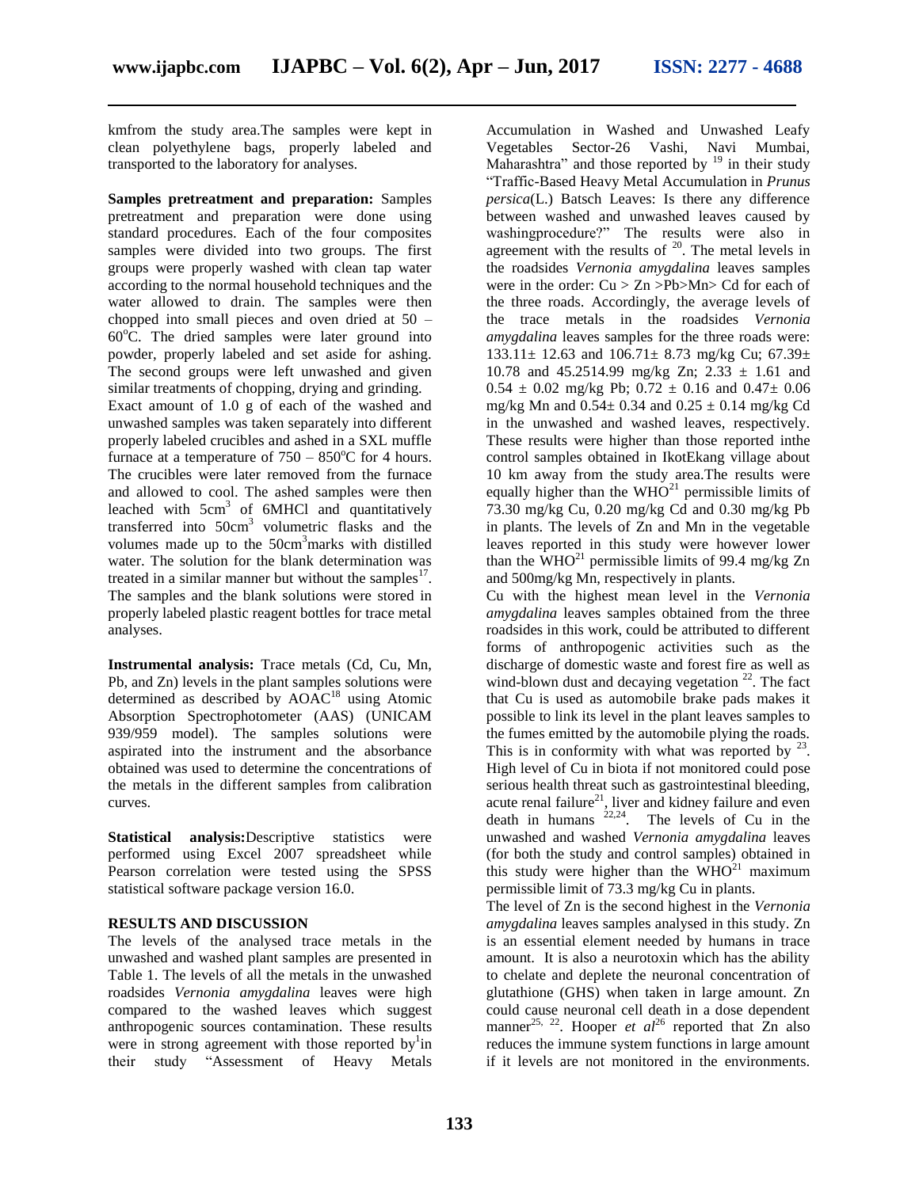kmfrom the study area.The samples were kept in clean polyethylene bags, properly labeled and transported to the laboratory for analyses.

**Samples pretreatment and preparation:** Samples pretreatment and preparation were done using standard procedures. Each of the four composites samples were divided into two groups. The first groups were properly washed with clean tap water according to the normal household techniques and the water allowed to drain. The samples were then chopped into small pieces and oven dried at 50 – 60°C. The dried samples were later ground into powder, properly labeled and set aside for ashing. The second groups were left unwashed and given similar treatments of chopping, drying and grinding.

Exact amount of 1.0 g of each of the washed and unwashed samples was taken separately into different properly labeled crucibles and ashed in a SXL muffle furnace at a temperature of 750 – 850°C for 4 hours. The crucibles were later removed from the furnace and allowed to cool. The ashed samples were then leached with 5cm$^3$ of 6MHCl and quantitatively transferred into 50cm$^3$ volumetric flasks and the volumes made up to the 50cm$^3$marks with distilled water. The solution for the blank determination was treated in a similar manner but without the samples[17]. The samples and the blank solutions were stored in properly labeled plastic reagent bottles for trace metal analyses.

**Instrumental analysis:** Trace metals (Cd, Cu, Mn, Pb, and Zn) levels in the plant samples solutions were determined as described by AOAC[18] using Atomic Absorption Spectrophotometer (AAS) (UNICAM 939/959 model). The samples solutions were aspirated into the instrument and the absorbance obtained was used to determine the concentrations of the metals in the different samples from calibration curves.

**Statistical analysis:**Descriptive statistics were performed using Excel 2007 spreadsheet while Pearson correlation were tested using the SPSS statistical software package version 16.0.

**RESULTS AND DISCUSSION**

The levels of the analysed trace metals in the unwashed and washed plant samples are presented in Table 1. The levels of all the metals in the unwashed roadsides *Vernonia amygdalina* leaves were high compared to the washed leaves which suggest anthropogenic sources contamination. These results were in strong agreement with those reported by[1]in their study "Assessment of Heavy Metals Accumulation in Washed and Unwashed Leafy Vegetables Sector-26 Vashi, Navi Mumbai, Maharashtra" and those reported by [19] in their study "Traffic-Based Heavy Metal Accumulation in *Prunus persica*(L.) Batsch Leaves: Is there any difference between washed and unwashed leaves caused by washingprocedure?" The results were also in agreement with the results of [20]. The metal levels in the roadsides *Vernonia amygdalina* leaves samples were in the order: Cu > Zn >Pb>Mn> Cd for each of the three roads. Accordingly, the average levels of the trace metals in the roadsides *Vernonia amygdalina* leaves samples for the three roads were: 133.11± 12.63 and 106.71± 8.73 mg/kg Cu; 67.39± 10.78 and 45.2514.99 mg/kg Zn; 2.33 ± 1.61 and 0.54 ± 0.02 mg/kg Pb; 0.72 ± 0.16 and 0.47± 0.06 mg/kg Mn and 0.54± 0.34 and 0.25 ± 0.14 mg/kg Cd in the unwashed and washed leaves, respectively. These results were higher than those reported inthe control samples obtained in IkotEkang village about 10 km away from the study area.The results were equally higher than the WHO[21] permissible limits of 73.30 mg/kg Cu, 0.20 mg/kg Cd and 0.30 mg/kg Pb in plants. The levels of Zn and Mn in the vegetable leaves reported in this study were however lower than the WHO[21] permissible limits of 99.4 mg/kg Zn and 500mg/kg Mn, respectively in plants.

Cu with the highest mean level in the *Vernonia amygdalina* leaves samples obtained from the three roadsides in this work, could be attributed to different forms of anthropogenic activities such as the discharge of domestic waste and forest fire as well as wind-blown dust and decaying vegetation [22]. The fact that Cu is used as automobile brake pads makes it possible to link its level in the plant leaves samples to the fumes emitted by the automobile plying the roads. This is in conformity with what was reported by [23]. High level of Cu in biota if not monitored could pose serious health threat such as gastrointestinal bleeding, acute renal failure[21], liver and kidney failure and even death in humans [22,24]. The levels of Cu in the unwashed and washed *Vernonia amygdalina* leaves (for both the study and control samples) obtained in this study were higher than the WHO[21] maximum permissible limit of 73.3 mg/kg Cu in plants.

The level of Zn is the second highest in the *Vernonia amygdalina* leaves samples analysed in this study. Zn is an essential element needed by humans in trace amount. It is also a neurotoxin which has the ability to chelate and deplete the neuronal concentration of glutathione (GHS) when taken in large amount. Zn could cause neuronal cell death in a dose dependent manner[25, 22]. Hooper *et al*[26] reported that Zn also reduces the immune system functions in large amount if it levels are not monitored in the environments.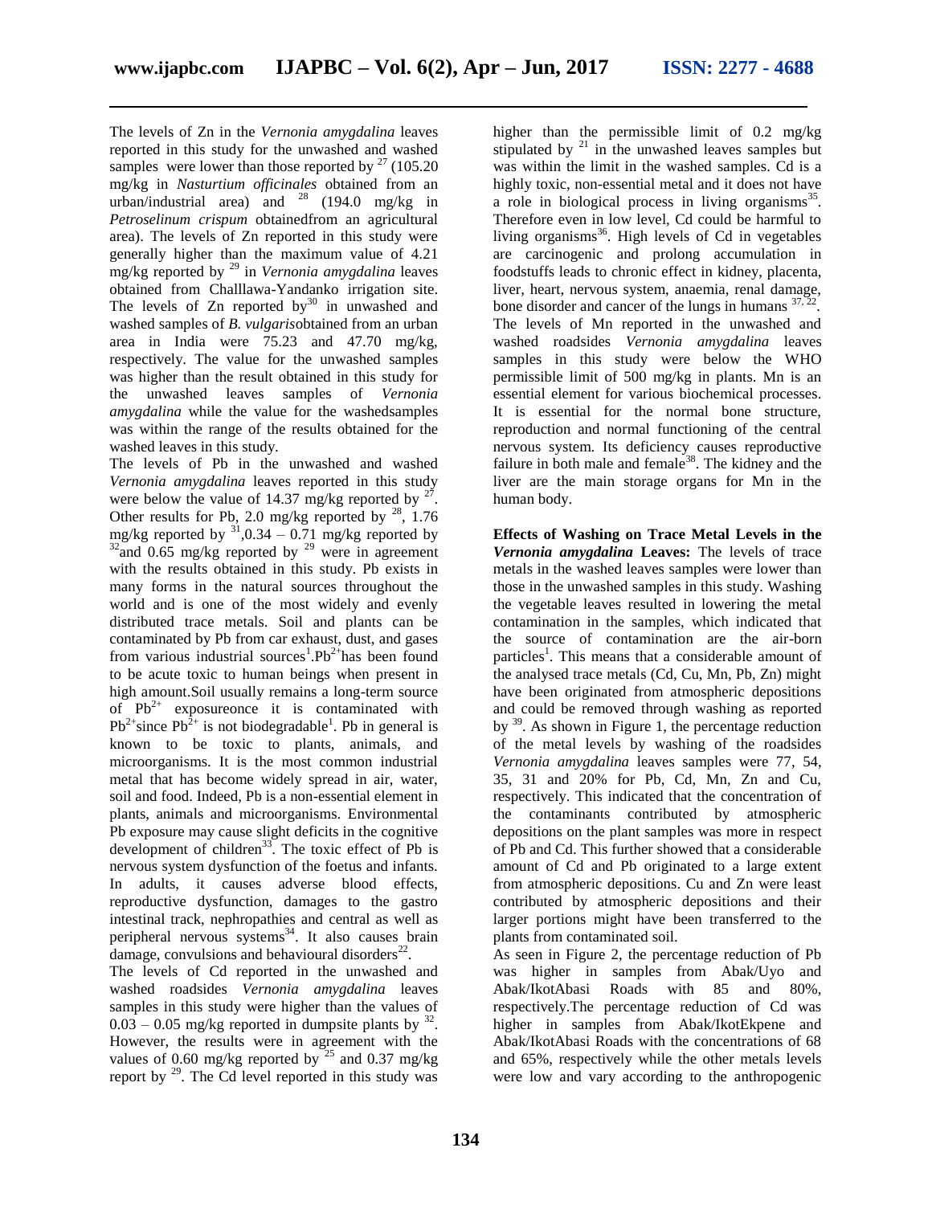The levels of Zn in the *Vernonia amygdalina* leaves reported in this study for the unwashed and washed samples were lower than those reported by [27] (105.20 mg/kg in *Nasturtium officinales* obtained from an urban/industrial area) and [28] (194.0 mg/kg in *Petroselinum crispum* obtainedfrom an agricultural area). The levels of Zn reported in this study were generally higher than the maximum value of 4.21 mg/kg reported by [29] in *Vernonia amygdalina* leaves obtained from Challlawa-Yandanko irrigation site. The levels of Zn reported by[30] in unwashed and washed samples of *B. vulgaris*obtained from an urban area in India were 75.23 and 47.70 mg/kg, respectively. The value for the unwashed samples was higher than the result obtained in this study for the unwashed leaves samples of *Vernonia amygdalina* while the value for the washedsamples was within the range of the results obtained for the washed leaves in this study.

The levels of Pb in the unwashed and washed *Vernonia amygdalina* leaves reported in this study were below the value of 14.37 mg/kg reported by [27]. Other results for Pb, 2.0 mg/kg reported by [28], 1.76 mg/kg reported by [31],0.34 – 0.71 mg/kg reported by [32]and 0.65 mg/kg reported by [29] were in agreement with the results obtained in this study. Pb exists in many forms in the natural sources throughout the world and is one of the most widely and evenly distributed trace metals. Soil and plants can be contaminated by Pb from car exhaust, dust, and gases from various industrial sources[1].$Pb^{2+}$has been found to be acute toxic to human beings when present in high amount.Soil usually remains a long-term source of $Pb^{2+}$ exposureonce it is contaminated with $Pb^{2+}$since $Pb^{2+}$ is not biodegradable[1]. Pb in general is known to be toxic to plants, animals, and microorganisms. It is the most common industrial metal that has become widely spread in air, water, soil and food. Indeed, Pb is a non-essential element in plants, animals and microorganisms. Environmental Pb exposure may cause slight deficits in the cognitive development of children[33]. The toxic effect of Pb is nervous system dysfunction of the foetus and infants. In adults, it causes adverse blood effects, reproductive dysfunction, damages to the gastro intestinal track, nephropathies and central as well as peripheral nervous systems[34]. It also causes brain damage, convulsions and behavioural disorders[22].

The levels of Cd reported in the unwashed and washed roadsides *Vernonia amygdalina* leaves samples in this study were higher than the values of 0.03 – 0.05 mg/kg reported in dumpsite plants by [32]. However, the results were in agreement with the values of 0.60 mg/kg reported by [25] and 0.37 mg/kg report by [29]. The Cd level reported in this study was higher than the permissible limit of 0.2 mg/kg stipulated by [21] in the unwashed leaves samples but was within the limit in the washed samples. Cd is a highly toxic, non-essential metal and it does not have a role in biological process in living organisms[35]. Therefore even in low level, Cd could be harmful to living organisms[36]. High levels of Cd in vegetables are carcinogenic and prolong accumulation in foodstuffs leads to chronic effect in kidney, placenta, liver, heart, nervous system, anaemia, renal damage, bone disorder and cancer of the lungs in humans [37, 22]. The levels of Mn reported in the unwashed and washed roadsides *Vernonia amygdalina* leaves samples in this study were below the WHO permissible limit of 500 mg/kg in plants. Mn is an essential element for various biochemical processes. It is essential for the normal bone structure, reproduction and normal functioning of the central nervous system. Its deficiency causes reproductive failure in both male and female[38]. The kidney and the liver are the main storage organs for Mn in the human body.

**Effects of Washing on Trace Metal Levels in the *Vernonia amygdalina* Leaves:** The levels of trace metals in the washed leaves samples were lower than those in the unwashed samples in this study. Washing the vegetable leaves resulted in lowering the metal contamination in the samples, which indicated that the source of contamination are the air-born particles[1]. This means that a considerable amount of the analysed trace metals (Cd, Cu, Mn, Pb, Zn) might have been originated from atmospheric depositions and could be removed through washing as reported by [39]. As shown in Figure 1, the percentage reduction of the metal levels by washing of the roadsides *Vernonia amygdalina* leaves samples were 77, 54, 35, 31 and 20% for Pb, Cd, Mn, Zn and Cu, respectively. This indicated that the concentration of the contaminants contributed by atmospheric depositions on the plant samples was more in respect of Pb and Cd. This further showed that a considerable amount of Cd and Pb originated to a large extent from atmospheric depositions. Cu and Zn were least contributed by atmospheric depositions and their larger portions might have been transferred to the plants from contaminated soil.

As seen in Figure 2, the percentage reduction of Pb was higher in samples from Abak/Uyo and Abak/IkotAbasi Roads with 85 and 80%, respectively.The percentage reduction of Cd was higher in samples from Abak/IkotEkpene and Abak/IkotAbasi Roads with the concentrations of 68 and 65%, respectively while the other metals levels were low and vary according to the anthropogenic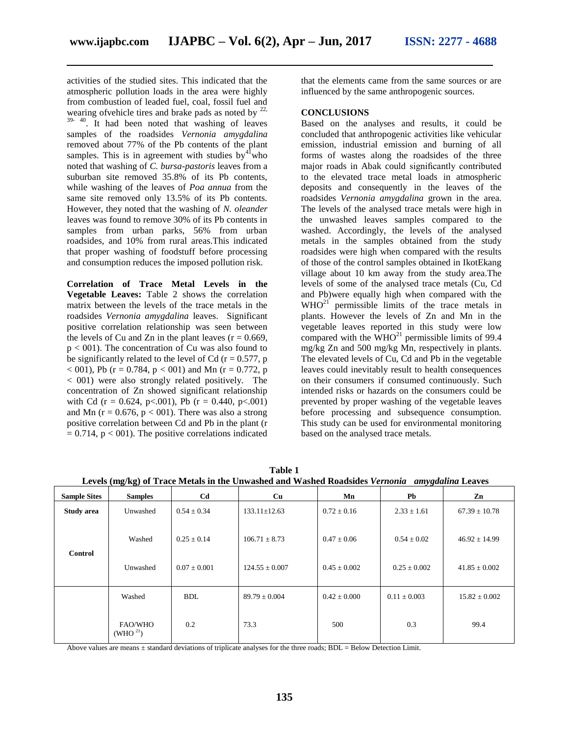activities of the studied sites. This indicated that the atmospheric pollution loads in the area were highly from combustion of leaded fuel, coal, fossil fuel and wearing ofvehicle tires and brake pads as noted by [22, 39- 40]. It had been noted that washing of leaves samples of the roadsides *Vernonia amygdalina* removed about 77% of the Pb contents of the plant samples. This is in agreement with studies by[41]who noted that washing of *C. bursa-pastoris* leaves from a suburban site removed 35.8% of its Pb contents, while washing of the leaves of *Poa annua* from the same site removed only 13.5% of its Pb contents. However, they noted that the washing of *N. oleander* leaves was found to remove 30% of its Pb contents in samples from urban parks, 56% from urban roadsides, and 10% from rural areas.This indicated that proper washing of foodstuff before processing and consumption reduces the imposed pollution risk.

**Correlation of Trace Metal Levels in the Vegetable Leaves:** Table 2 shows the correlation matrix between the levels of the trace metals in the roadsides *Vernonia amygdalina* leaves. Significant positive correlation relationship was seen between the levels of Cu and Zn in the plant leaves ($r = 0.669$, $p < 001$). The concentration of Cu was also found to be significantly related to the level of Cd ($r = 0.577$, $p < 001$), Pb ($r = 0.784$, $p < 001$) and Mn ($r = 0.772$, $p < 001$) were also strongly related positively. The concentration of Zn showed significant relationship with Cd ($r = 0.624$, $p<.001$), Pb ($r = 0.440$, $p<.001$) and Mn ($r = 0.676$, $p < 001$). There was also a strong positive correlation between Cd and Pb in the plant ($r = 0.714$, $p < 001$). The positive correlations indicated that the elements came from the same sources or are influenced by the same anthropogenic sources.

## CONCLUSIONS

Based on the analyses and results, it could be concluded that anthropogenic activities like vehicular emission, industrial emission and burning of all forms of wastes along the roadsides of the three major roads in Abak could significantly contributed to the elevated trace metal loads in atmospheric deposits and consequently in the leaves of the roadsides *Vernonia amygdalina* grown in the area. The levels of the analysed trace metals were high in the unwashed leaves samples compared to the washed. Accordingly, the levels of the analysed metals in the samples obtained from the study roadsides were high when compared with the results of those of the control samples obtained in IkotEkang village about 10 km away from the study area.The levels of some of the analysed trace metals (Cu, Cd and Pb)were equally high when compared with the WHO[21] permissible limits of the trace metals in plants. However the levels of Zn and Mn in the vegetable leaves reported in this study were low compared with the WHO[21] permissible limits of 99.4 mg/kg Zn and 500 mg/kg Mn, respectively in plants. The elevated levels of Cu, Cd and Pb in the vegetable leaves could inevitably result to health consequences on their consumers if consumed continuously. Such intended risks or hazards on the consumers could be prevented by proper washing of the vegetable leaves before processing and subsequence consumption. This study can be used for environmental monitoring based on the analysed trace metals.

**Table 1**
**Levels (mg/kg) of Trace Metals in the Unwashed and Washed Roadsides *Vernonia amygdalina* Leaves**

| Sample Sites | Samples | Cd | Cu | Mn | Pb | Zn |
|---|---|---|---|---|---|---|
| Study area | Unwashed | 0.54 ± 0.34 | 133.11±12.63 | 0.72 ± 0.16 | 2.33 ± 1.61 | 67.39 ± 10.78 |
| | Washed | 0.25 ± 0.14 | 106.71 ± 8.73 | 0.47 ± 0.06 | 0.54 ± 0.02 | 46.92 ± 14.99 |
| Control | Unwashed | 0.07 ± 0.001 | 124.55 ± 0.007 | 0.45 ± 0.002 | 0.25 ± 0.002 | 41.85 ± 0.002 |
| | Washed | BDL | 89.79 ± 0.004 | 0.42 ± 0.000 | 0.11 ± 0.003 | 15.82 ± 0.002 |
| | FAO/WHO (WHO [21]) | 0.2 | 73.3 | 500 | 0.3 | 99.4 |

Above values are means ± standard deviations of triplicate analyses for the three roads; BDL = Below Detection Limit.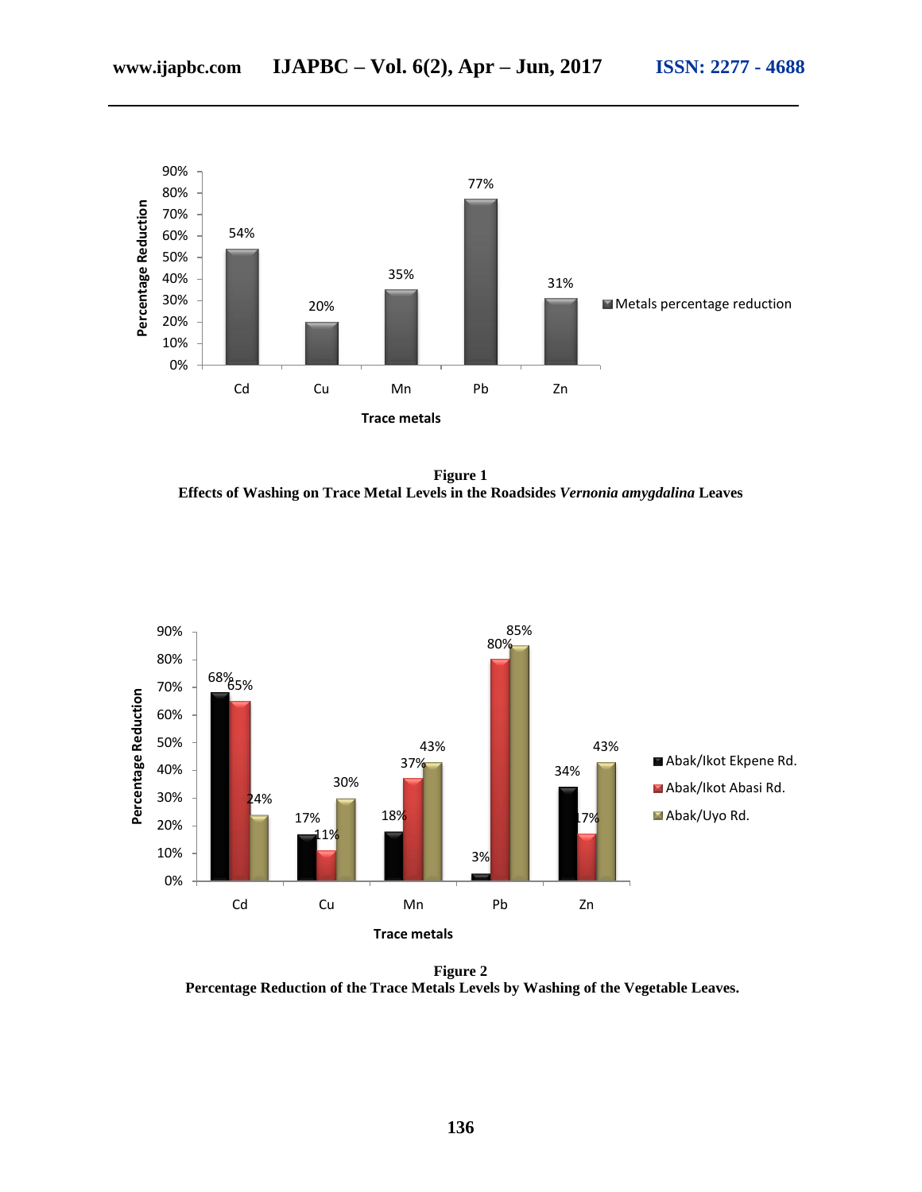**Figure 1**
**Effects of Washing on Trace Metal Levels in the Roadsides *Vernonia amygdalina* Leaves**

**Figure 2**
**Percentage Reduction of the Trace Metals Levels by Washing of the Vegetable Leaves.**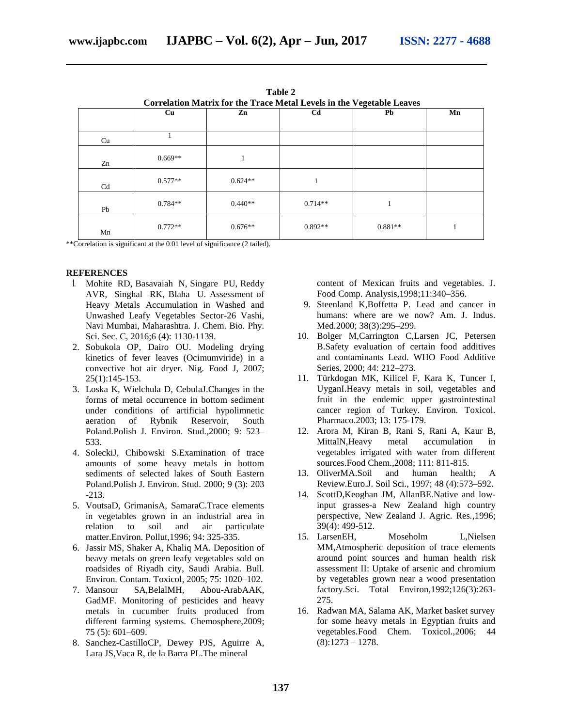**Table 2**
**Correlation Matrix for the Trace Metal Levels in the Vegetable Leaves**

| | Cu | Zn | Cd | Pb | Mn |
|---|---|---|---|---|---|
| Cu | 1 | | | | |
| Zn | 0.669** | 1 | | | |
| Cd | 0.577** | 0.624** | 1 | | |
| Pb | 0.784** | 0.440** | 0.714** | 1 | |
| Mn | 0.772** | 0.676** | 0.892** | 0.881** | 1 |

**Correlation is significant at the 0.01 level of significance (2 tailed).

## REFERENCES

1. Mohite RD, Basavaiah N, Singare PU, Reddy AVR, Singhal RK, Blaha U. Assessment of Heavy Metals Accumulation in Washed and Unwashed Leafy Vegetables Sector-26 Vashi, Navi Mumbai, Maharashtra. J. Chem. Bio. Phy. Sci. Sec. C, 2016;6 (4): 1130-1139.
2. Sobukola OP, Dairo OU. Modeling drying kinetics of fever leaves (Ocimumviride) in a convective hot air dryer. Nig. Food J, 2007; 25(1):145-153.
3. Loska K, Wielchula D, CebulaJ.Changes in the forms of metal occurrence in bottom sediment under conditions of artificial hypolimnetic aeration of Rybnik Reservoir, South Poland.Polish J. Environ. Stud.,2000; 9: 523–533.
4. SoleckiJ, Chibowski S.Examination of trace amounts of some heavy metals in bottom sediments of selected lakes of South Eastern Poland.Polish J. Environ. Stud. 2000; 9 (3): 203 -213.
5. VoutsaD, GrimanisA, SamaraC.Trace elements in vegetables grown in an industrial area in relation to soil and air particulate matter.Environ. Pollut,1996; 94: 325-335.
6. Jassir MS, Shaker A, Khaliq MA. Deposition of heavy metals on green leafy vegetables sold on roadsides of Riyadh city, Saudi Arabia. Bull. Environ. Contam. Toxicol, 2005; 75: 1020–102.
7. Mansour SA,BelalMH, Abou-ArabAAK, GadMF. Monitoring of pesticides and heavy metals in cucumber fruits produced from different farming systems. Chemosphere,2009; 75 (5): 601–609.
8. Sanchez-CastilloCP, Dewey PJS, Aguirre A, Lara JS,Vaca R, de la Barra PL.The mineral content of Mexican fruits and vegetables. J. Food Comp. Analysis,1998;11:340–356.
9. Steenland K,Boffetta P. Lead and cancer in humans: where are we now? Am. J. Indus. Med.2000; 38(3):295–299.
10. Bolger M,Carrington C,Larsen JC, Petersen B.Safety evaluation of certain food additives and contaminants Lead. WHO Food Additive Series, 2000; 44: 212–273.
11. Türkdogan MK, Kilicel F, Kara K, Tuncer I, UyganI.Heavy metals in soil, vegetables and fruit in the endemic upper gastrointestinal cancer region of Turkey. Environ. Toxicol. Pharmaco.2003; 13: 175-179.
12. Arora M, Kiran B, Rani S, Rani A, Kaur B, MittalN,Heavy metal accumulation in vegetables irrigated with water from different sources.Food Chem.,2008; 111: 811-815.
13. OliverMA.Soil and human health; A Review.Euro.J. Soil Sci., 1997; 48 (4):573–592.
14. ScottD,Keoghan JM, AllanBE.Native and low-input grasses-a New Zealand high country perspective, New Zealand J. Agric. Res.,1996; 39(4): 499-512.
15. LarsenEH, Moseholm L,Nielsen MM,Atmospheric deposition of trace elements around point sources and human health risk assessment II: Uptake of arsenic and chromium by vegetables grown near a wood presentation factory.Sci. Total Environ,1992;126(3):263-275.
16. Radwan MA, Salama AK, Market basket survey for some heavy metals in Egyptian fruits and vegetables.Food Chem. Toxicol.,2006; 44 (8):1273 – 1278.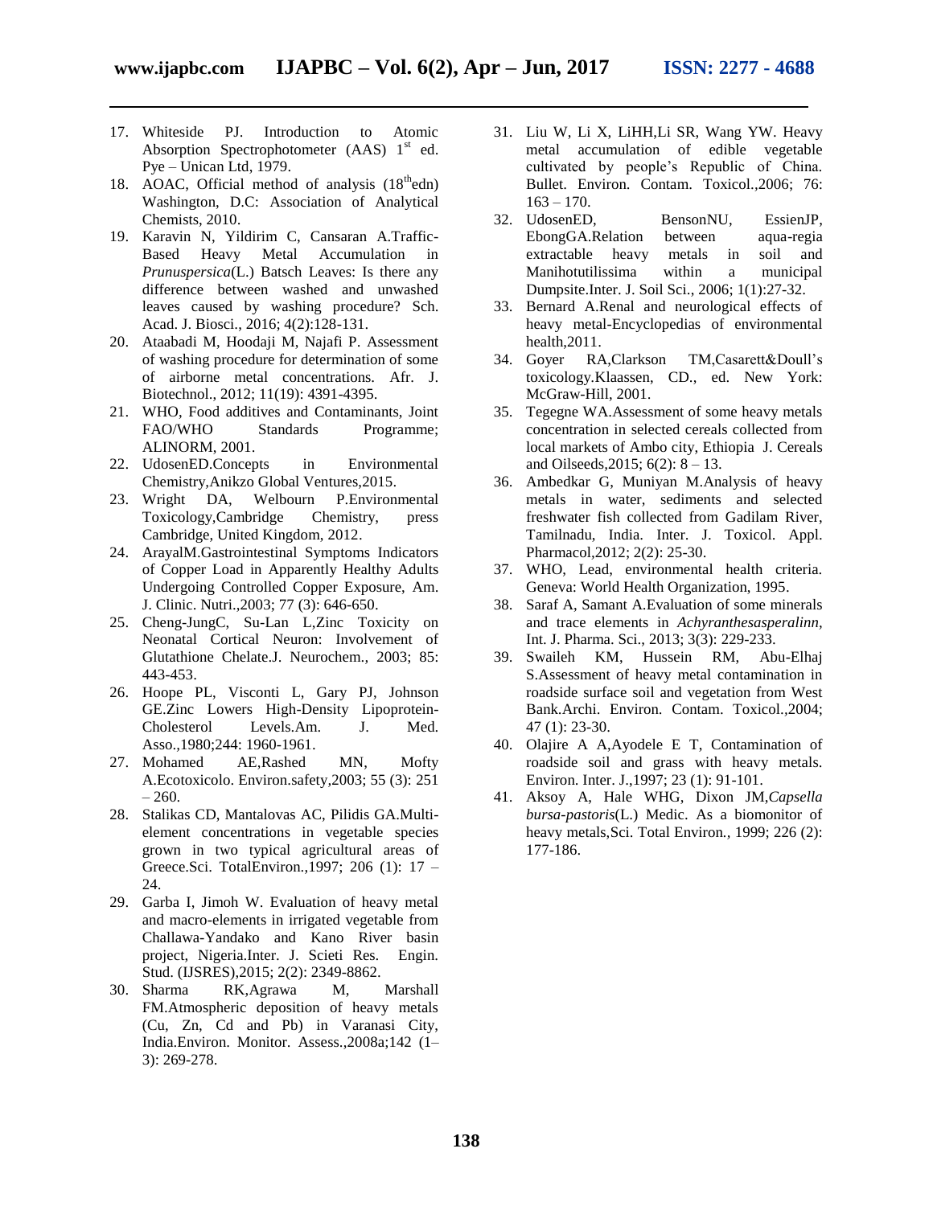17. Whiteside PJ. Introduction to Atomic Absorption Spectrophotometer (AAS) 1st ed. Pye – Unican Ltd, 1979.
18. AOAC, Official method of analysis (18thedn) Washington, D.C: Association of Analytical Chemists, 2010.
19. Karavin N, Yildirim C, Cansaran A.Traffic-Based Heavy Metal Accumulation in *Prunuspersica*(L.) Batsch Leaves: Is there any difference between washed and unwashed leaves caused by washing procedure? Sch. Acad. J. Biosci., 2016; 4(2):128-131.
20. Ataabadi M, Hoodaji M, Najafi P. Assessment of washing procedure for determination of some of airborne metal concentrations. Afr. J. Biotechnol., 2012; 11(19): 4391-4395.
21. WHO, Food additives and Contaminants, Joint FAO/WHO Standards Programme; ALINORM, 2001.
22. UdosenED.Concepts in Environmental Chemistry,Anikzo Global Ventures,2015.
23. Wright DA, Welbourn P.Environmental Toxicology,Cambridge Chemistry, press Cambridge, United Kingdom, 2012.
24. ArayalM.Gastrointestinal Symptoms Indicators of Copper Load in Apparently Healthy Adults Undergoing Controlled Copper Exposure, Am. J. Clinic. Nutri.,2003; 77 (3): 646-650.
25. Cheng-JungC, Su-Lan L,Zinc Toxicity on Neonatal Cortical Neuron: Involvement of Glutathione Chelate.J. Neurochem., 2003; 85: 443-453.
26. Hoope PL, Visconti L, Gary PJ, Johnson GE.Zinc Lowers High-Density Lipoprotein-Cholesterol Levels.Am. J. Med. Asso.,1980;244: 1960-1961.
27. Mohamed AE,Rashed MN, Mofty A.Ecotoxicolo. Environ.safety,2003; 55 (3): 251 – 260.
28. Stalikas CD, Mantalovas AC, Pilidis GA.Multi-element concentrations in vegetable species grown in two typical agricultural areas of Greece.Sci. TotalEnviron.,1997; 206 (1): 17 – 24.
29. Garba I, Jimoh W. Evaluation of heavy metal and macro-elements in irrigated vegetable from Challawa-Yandako and Kano River basin project, Nigeria.Inter. J. Scieti Res. Engin. Stud. (IJSRES),2015; 2(2): 2349-8862.
30. Sharma RK,Agrawa M, Marshall FM.Atmospheric deposition of heavy metals (Cu, Zn, Cd and Pb) in Varanasi City, India.Environ. Monitor. Assess.,2008a;142 (1–3): 269-278.
31. Liu W, Li X, LiHH,Li SR, Wang YW. Heavy metal accumulation of edible vegetable cultivated by people's Republic of China. Bullet. Environ. Contam. Toxicol.,2006; 76: 163 – 170.
32. UdosenED, BensonNU, EssienJP, EbongGA.Relation between aqua-regia extractable heavy metals in soil and Manihotutilissima within a municipal Dumpsite.Inter. J. Soil Sci., 2006; 1(1):27-32.
33. Bernard A.Renal and neurological effects of heavy metal-Encyclopedias of environmental health,2011.
34. Goyer RA,Clarkson TM,Casarett&Doull's toxicology.Klaassen, CD., ed. New York: McGraw-Hill, 2001.
35. Tegegne WA.Assessment of some heavy metals concentration in selected cereals collected from local markets of Ambo city, Ethiopia J. Cereals and Oilseeds,2015; 6(2): 8 – 13.
36. Ambedkar G, Muniyan M.Analysis of heavy metals in water, sediments and selected freshwater fish collected from Gadilam River, Tamilnadu, India. Inter. J. Toxicol. Appl. Pharmacol,2012; 2(2): 25-30.
37. WHO, Lead, environmental health criteria. Geneva: World Health Organization, 1995.
38. Saraf A, Samant A.Evaluation of some minerals and trace elements in *Achyranthesasperalinn,* Int. J. Pharma. Sci., 2013; 3(3): 229-233.
39. Swaileh KM, Hussein RM, Abu-Elhaj S.Assessment of heavy metal contamination in roadside surface soil and vegetation from West Bank.Archi. Environ. Contam. Toxicol.,2004; 47 (1): 23-30.
40. Olajire A A,Ayodele E T, Contamination of roadside soil and grass with heavy metals. Environ. Inter. J.,1997; 23 (1): 91-101.
41. Aksoy A, Hale WHG, Dixon JM,*Capsella bursa-pastoris*(L.) Medic. As a biomonitor of heavy metals,Sci. Total Environ., 1999; 226 (2): 177-186.